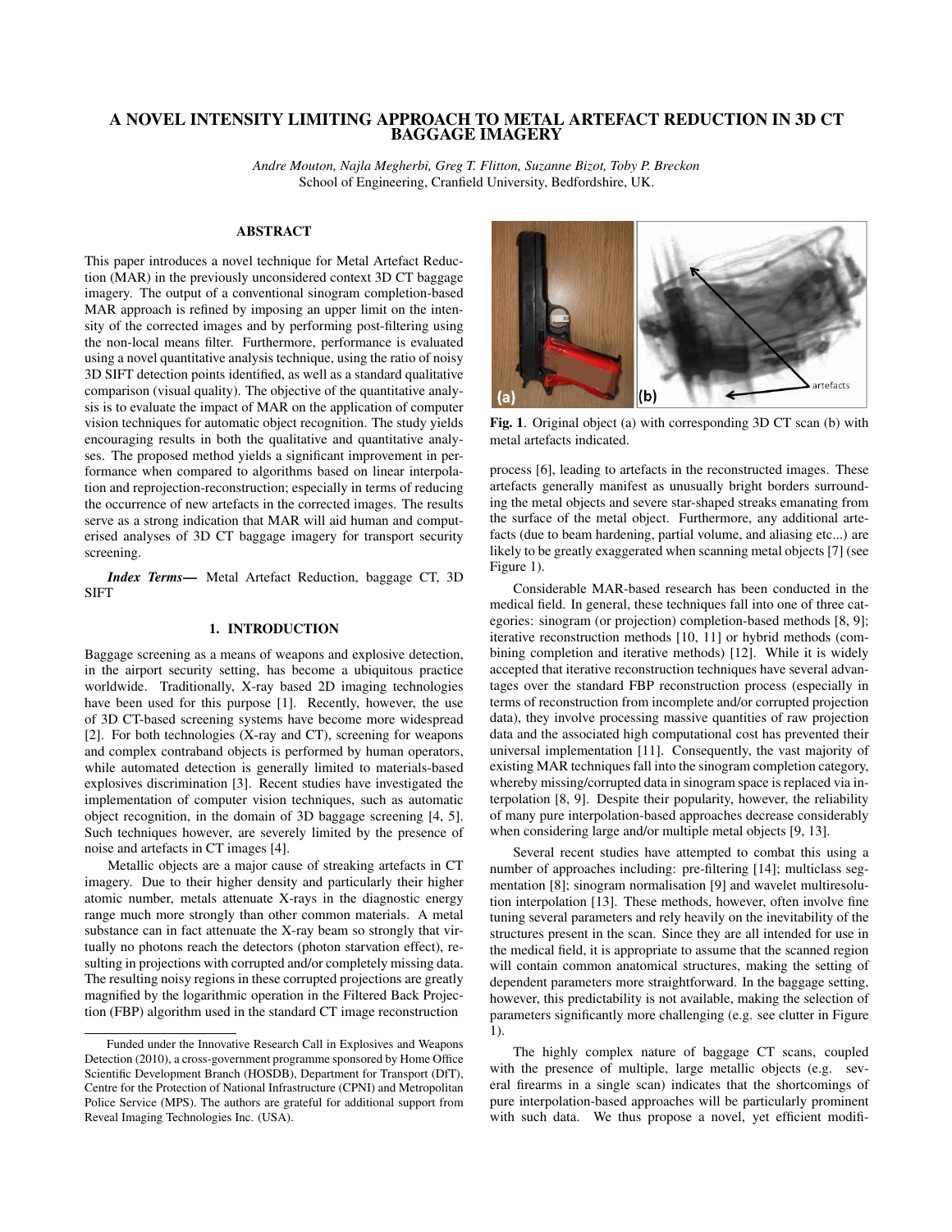# A NOVEL INTENSITY LIMITING APPROACH TO METAL ARTEFACT REDUCTION IN 3D CT BAGGAGE IMAGERY

*Andre Mouton, Najla Megherbi, Greg T. Flitton, Suzanne Bizot, Toby P. Breckon*
School of Engineering, Cranfield University, Bedfordshire, UK.

## ABSTRACT

This paper introduces a novel technique for Metal Artefact Reduction (MAR) in the previously unconsidered context 3D CT baggage imagery. The output of a conventional sinogram completion-based MAR approach is refined by imposing an upper limit on the intensity of the corrected images and by performing post-filtering using the non-local means filter. Furthermore, performance is evaluated using a novel quantitative analysis technique, using the ratio of noisy 3D SIFT detection points identified, as well as a standard qualitative comparison (visual quality). The objective of the quantitative analysis is to evaluate the impact of MAR on the application of computer vision techniques for automatic object recognition. The study yields encouraging results in both the qualitative and quantitative analyses. The proposed method yields a significant improvement in performance when compared to algorithms based on linear interpolation and reprojection-reconstruction; especially in terms of reducing the occurrence of new artefacts in the corrected images. The results serve as a strong indication that MAR will aid human and computerised analyses of 3D CT baggage imagery for transport security screening.

***Index Terms***— Metal Artefact Reduction, baggage CT, 3D SIFT

## 1. INTRODUCTION

Baggage screening as a means of weapons and explosive detection, in the airport security setting, has become a ubiquitous practice worldwide. Traditionally, X-ray based 2D imaging technologies have been used for this purpose [1]. Recently, however, the use of 3D CT-based screening systems have become more widespread [2]. For both technologies (X-ray and CT), screening for weapons and complex contraband objects is performed by human operators, while automated detection is generally limited to materials-based explosives discrimination [3]. Recent studies have investigated the implementation of computer vision techniques, such as automatic object recognition, in the domain of 3D baggage screening [4, 5]. Such techniques however, are severely limited by the presence of noise and artefacts in CT images [4].

Metallic objects are a major cause of streaking artefacts in CT imagery. Due to their higher density and particularly their higher atomic number, metals attenuate X-rays in the diagnostic energy range much more strongly than other common materials. A metal substance can in fact attenuate the X-ray beam so strongly that virtually no photons reach the detectors (photon starvation effect), resulting in projections with corrupted and/or completely missing data. The resulting noisy regions in these corrupted projections are greatly magnified by the logarithmic operation in the Filtered Back Projection (FBP) algorithm used in the standard CT image reconstruction process [6], leading to artefacts in the reconstructed images. These artefacts generally manifest as unusually bright borders surrounding the metal objects and severe star-shaped streaks emanating from the surface of the metal object. Furthermore, any additional artefacts (due to beam hardening, partial volume, and aliasing etc...) are likely to be greatly exaggerated when scanning metal objects [7] (see Figure 1).

**Fig. 1**. Original object (a) with corresponding 3D CT scan (b) with metal artefacts indicated.

Considerable MAR-based research has been conducted in the medical field. In general, these techniques fall into one of three categories: sinogram (or projection) completion-based methods [8, 9]; iterative reconstruction methods [10, 11] or hybrid methods (combining completion and iterative methods) [12]. While it is widely accepted that iterative reconstruction techniques have several advantages over the standard FBP reconstruction process (especially in terms of reconstruction from incomplete and/or corrupted projection data), they involve processing massive quantities of raw projection data and the associated high computational cost has prevented their universal implementation [11]. Consequently, the vast majority of existing MAR techniques fall into the sinogram completion category, whereby missing/corrupted data in sinogram space is replaced via interpolation [8, 9]. Despite their popularity, however, the reliability of many pure interpolation-based approaches decrease considerably when considering large and/or multiple metal objects [9, 13].

Several recent studies have attempted to combat this using a number of approaches including: pre-filtering [14]; multiclass segmentation [8]; sinogram normalisation [9] and wavelet multiresolution interpolation [13]. These methods, however, often involve fine tuning several parameters and rely heavily on the inevitability of the structures present in the scan. Since they are all intended for use in the medical field, it is appropriate to assume that the scanned region will contain common anatomical structures, making the setting of dependent parameters more straightforward. In the baggage setting, however, this predictability is not available, making the selection of parameters significantly more challenging (e.g. see clutter in Figure 1).

The highly complex nature of baggage CT scans, coupled with the presence of multiple, large metallic objects (e.g. several firearms in a single scan) indicates that the shortcomings of pure interpolation-based approaches will be particularly prominent with such data. We thus propose a novel, yet efficient modifi-

---

Funded under the Innovative Research Call in Explosives and Weapons Detection (2010), a cross-government programme sponsored by Home Office Scientific Development Branch (HOSDB), Department for Transport (DfT), Centre for the Protection of National Infrastructure (CPNI) and Metropolitan Police Service (MPS). The authors are grateful for additional support from Reveal Imaging Technologies Inc. (USA).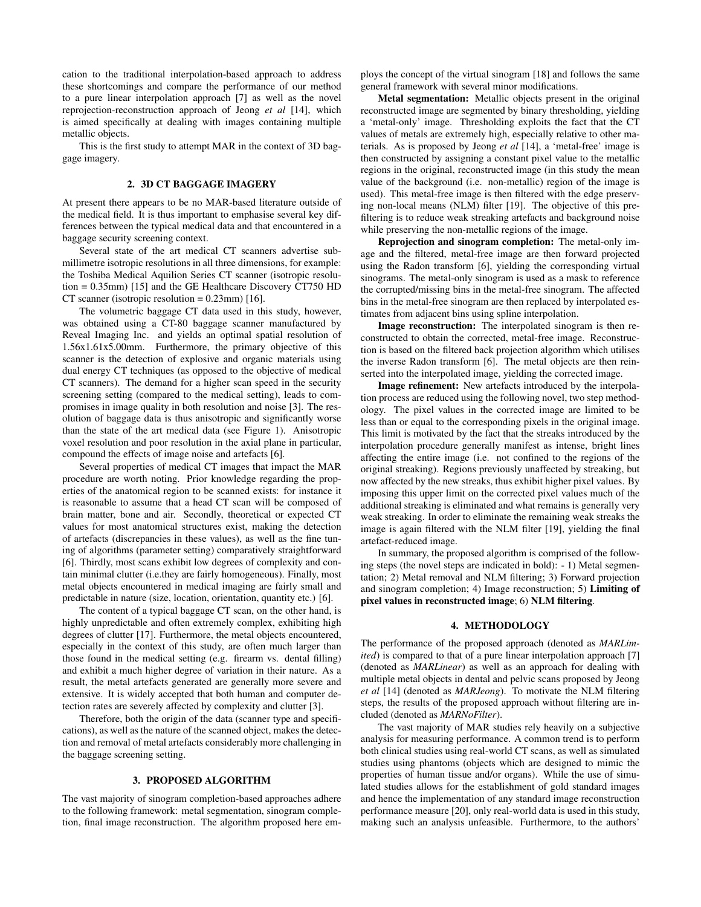cation to the traditional interpolation-based approach to address these shortcomings and compare the performance of our method to a pure linear interpolation approach [7] as well as the novel reprojection-reconstruction approach of Jeong *et al* [14], which is aimed specifically at dealing with images containing multiple metallic objects.

This is the first study to attempt MAR in the context of 3D baggage imagery.

## 2. 3D CT BAGGAGE IMAGERY

At present there appears to be no MAR-based literature outside of the medical field. It is thus important to emphasise several key differences between the typical medical data and that encountered in a baggage security screening context.

Several state of the art medical CT scanners advertise sub-millimetre isotropic resolutions in all three dimensions, for example: the Toshiba Medical Aquilion Series CT scanner (isotropic resolution = 0.35mm) [15] and the GE Healthcare Discovery CT750 HD CT scanner (isotropic resolution = 0.23mm) [16].

The volumetric baggage CT data used in this study, however, was obtained using a CT-80 baggage scanner manufactured by Reveal Imaging Inc. and yields an optimal spatial resolution of 1.56x1.61x5.00mm. Furthermore, the primary objective of this scanner is the detection of explosive and organic materials using dual energy CT techniques (as opposed to the objective of medical CT scanners). The demand for a higher scan speed in the security screening setting (compared to the medical setting), leads to compromises in image quality in both resolution and noise [3]. The resolution of baggage data is thus anisotropic and significantly worse than the state of the art medical data (see Figure 1). Anisotropic voxel resolution and poor resolution in the axial plane in particular, compound the effects of image noise and artefacts [6].

Several properties of medical CT images that impact the MAR procedure are worth noting. Prior knowledge regarding the properties of the anatomical region to be scanned exists: for instance it is reasonable to assume that a head CT scan will be composed of brain matter, bone and air. Secondly, theoretical or expected CT values for most anatomical structures exist, making the detection of artefacts (discrepancies in these values), as well as the fine tuning of algorithms (parameter setting) comparatively straightforward [6]. Thirdly, most scans exhibit low degrees of complexity and contain minimal clutter (i.e.they are fairly homogeneous). Finally, most metal objects encountered in medical imaging are fairly small and predictable in nature (size, location, orientation, quantity etc.) [6].

The content of a typical baggage CT scan, on the other hand, is highly unpredictable and often extremely complex, exhibiting high degrees of clutter [17]. Furthermore, the metal objects encountered, especially in the context of this study, are often much larger than those found in the medical setting (e.g. firearm vs. dental filling) and exhibit a much higher degree of variation in their nature. As a result, the metal artefacts generated are generally more severe and extensive. It is widely accepted that both human and computer detection rates are severely affected by complexity and clutter [3].

Therefore, both the origin of the data (scanner type and specifications), as well as the nature of the scanned object, makes the detection and removal of metal artefacts considerably more challenging in the baggage screening setting.

## 3. PROPOSED ALGORITHM

The vast majority of sinogram completion-based approaches adhere to the following framework: metal segmentation, sinogram completion, final image reconstruction. The algorithm proposed here employs the concept of the virtual sinogram [18] and follows the same general framework with several minor modifications.

**Metal segmentation:** Metallic objects present in the original reconstructed image are segmented by binary thresholding, yielding a 'metal-only' image. Thresholding exploits the fact that the CT values of metals are extremely high, especially relative to other materials. As is proposed by Jeong *et al* [14], a 'metal-free' image is then constructed by assigning a constant pixel value to the metallic regions in the original, reconstructed image (in this study the mean value of the background (i.e. non-metallic) region of the image is used). This metal-free image is then filtered with the edge preserving non-local means (NLM) filter [19]. The objective of this pre-filtering is to reduce weak streaking artefacts and background noise while preserving the non-metallic regions of the image.

**Reprojection and sinogram completion:** The metal-only image and the filtered, metal-free image are then forward projected using the Radon transform [6], yielding the corresponding virtual sinograms. The metal-only sinogram is used as a mask to reference the corrupted/missing bins in the metal-free sinogram. The affected bins in the metal-free sinogram are then replaced by interpolated estimates from adjacent bins using spline interpolation.

**Image reconstruction:** The interpolated sinogram is then reconstructed to obtain the corrected, metal-free image. Reconstruction is based on the filtered back projection algorithm which utilises the inverse Radon transform [6]. The metal objects are then reinserted into the interpolated image, yielding the corrected image.

**Image refinement:** New artefacts introduced by the interpolation process are reduced using the following novel, two step methodology. The pixel values in the corrected image are limited to be less than or equal to the corresponding pixels in the original image. This limit is motivated by the fact that the streaks introduced by the interpolation procedure generally manifest as intense, bright lines affecting the entire image (i.e. not confined to the regions of the original streaking). Regions previously unaffected by streaking, but now affected by the new streaks, thus exhibit higher pixel values. By imposing this upper limit on the corrected pixel values much of the additional streaking is eliminated and what remains is generally very weak streaking. In order to eliminate the remaining weak streaks the image is again filtered with the NLM filter [19], yielding the final artefact-reduced image.

In summary, the proposed algorithm is comprised of the following steps (the novel steps are indicated in bold): - 1) Metal segmentation; 2) Metal removal and NLM filtering; 3) Forward projection and sinogram completion; 4) Image reconstruction; 5) **Limiting of pixel values in reconstructed image**; 6) **NLM filtering**.

## 4. METHODOLOGY

The performance of the proposed approach (denoted as *MARLimited*) is compared to that of a pure linear interpolation approach [7] (denoted as *MARLinear*) as well as an approach for dealing with multiple metal objects in dental and pelvic scans proposed by Jeong *et al* [14] (denoted as *MARJeong*). To motivate the NLM filtering steps, the results of the proposed approach without filtering are included (denoted as *MARNoFilter*).

The vast majority of MAR studies rely heavily on a subjective analysis for measuring performance. A common trend is to perform both clinical studies using real-world CT scans, as well as simulated studies using phantoms (objects which are designed to mimic the properties of human tissue and/or organs). While the use of simulated studies allows for the establishment of gold standard images and hence the implementation of any standard image reconstruction performance measure [20], only real-world data is used in this study, making such an analysis unfeasible. Furthermore, to the authors'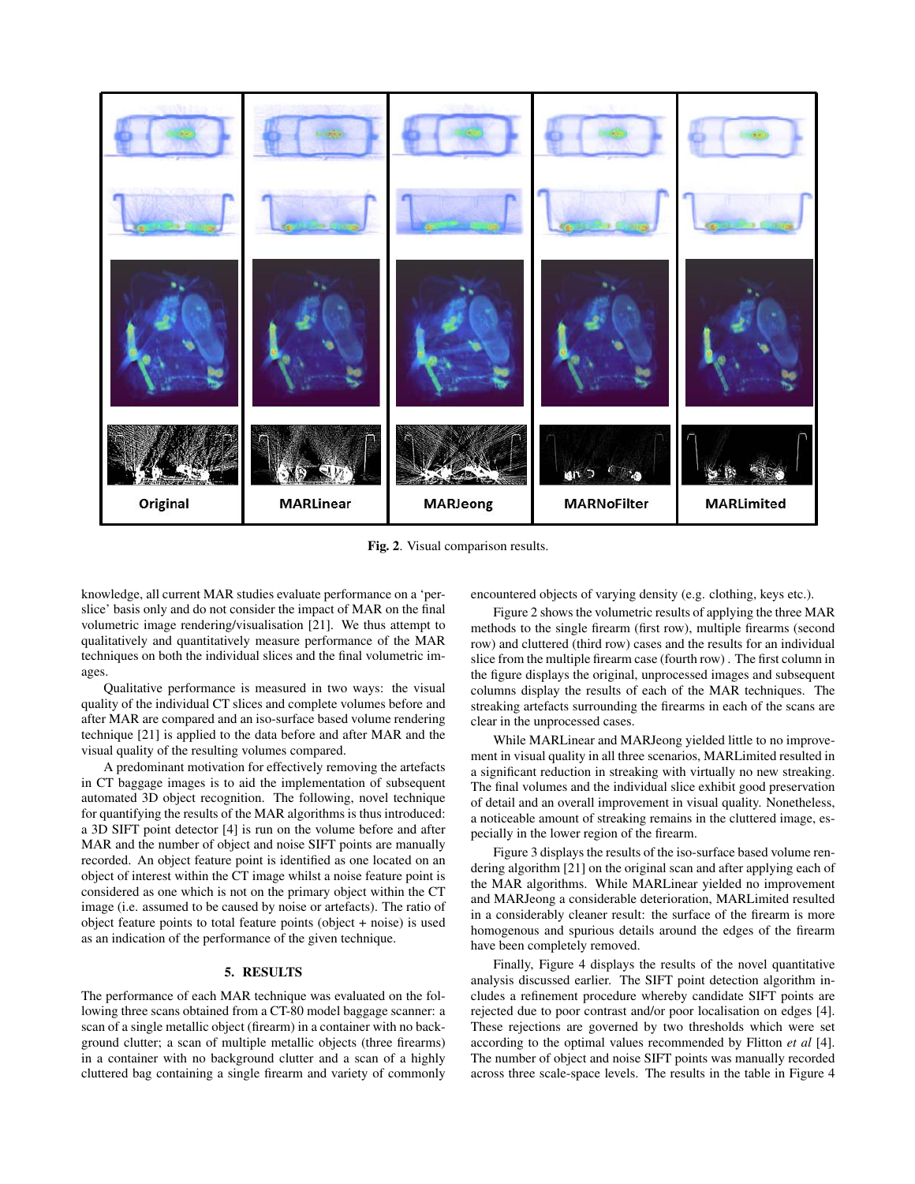Original | MARLinear | MARJeong | MARNoFilter | MARLimited

**Fig. 2**. Visual comparison results.

knowledge, all current MAR studies evaluate performance on a 'per-slice' basis only and do not consider the impact of MAR on the final volumetric image rendering/visualisation [21]. We thus attempt to qualitatively and quantitatively measure performance of the MAR techniques on both the individual slices and the final volumetric images.

Qualitative performance is measured in two ways: the visual quality of the individual CT slices and complete volumes before and after MAR are compared and an iso-surface based volume rendering technique [21] is applied to the data before and after MAR and the visual quality of the resulting volumes compared.

A predominant motivation for effectively removing the artefacts in CT baggage images is to aid the implementation of subsequent automated 3D object recognition. The following, novel technique for quantifying the results of the MAR algorithms is thus introduced: a 3D SIFT point detector [4] is run on the volume before and after MAR and the number of object and noise SIFT points are manually recorded. An object feature point is identified as one located on an object of interest within the CT image whilst a noise feature point is considered as one which is not on the primary object within the CT image (i.e. assumed to be caused by noise or artefacts). The ratio of object feature points to total feature points (object + noise) is used as an indication of the performance of the given technique.

## 5. RESULTS

The performance of each MAR technique was evaluated on the following three scans obtained from a CT-80 model baggage scanner: a scan of a single metallic object (firearm) in a container with no background clutter; a scan of multiple metallic objects (three firearms) in a container with no background clutter and a scan of a highly cluttered bag containing a single firearm and variety of commonly encountered objects of varying density (e.g. clothing, keys etc.).

Figure 2 shows the volumetric results of applying the three MAR methods to the single firearm (first row), multiple firearms (second row) and cluttered (third row) cases and the results for an individual slice from the multiple firearm case (fourth row) . The first column in the figure displays the original, unprocessed images and subsequent columns display the results of each of the MAR techniques. The streaking artefacts surrounding the firearms in each of the scans are clear in the unprocessed cases.

While MARLinear and MARJeong yielded little to no improvement in visual quality in all three scenarios, MARLimited resulted in a significant reduction in streaking with virtually no new streaking. The final volumes and the individual slice exhibit good preservation of detail and an overall improvement in visual quality. Nonetheless, a noticeable amount of streaking remains in the cluttered image, especially in the lower region of the firearm.

Figure 3 displays the results of the iso-surface based volume rendering algorithm [21] on the original scan and after applying each of the MAR algorithms. While MARLinear yielded no improvement and MARJeong a considerable deterioration, MARLimited resulted in a considerably cleaner result: the surface of the firearm is more homogenous and spurious details around the edges of the firearm have been completely removed.

Finally, Figure 4 displays the results of the novel quantitative analysis discussed earlier. The SIFT point detection algorithm includes a refinement procedure whereby candidate SIFT points are rejected due to poor contrast and/or poor localisation on edges [4]. These rejections are governed by two thresholds which were set according to the optimal values recommended by Flitton *et al* [4]. The number of object and noise SIFT points was manually recorded across three scale-space levels. The results in the table in Figure 4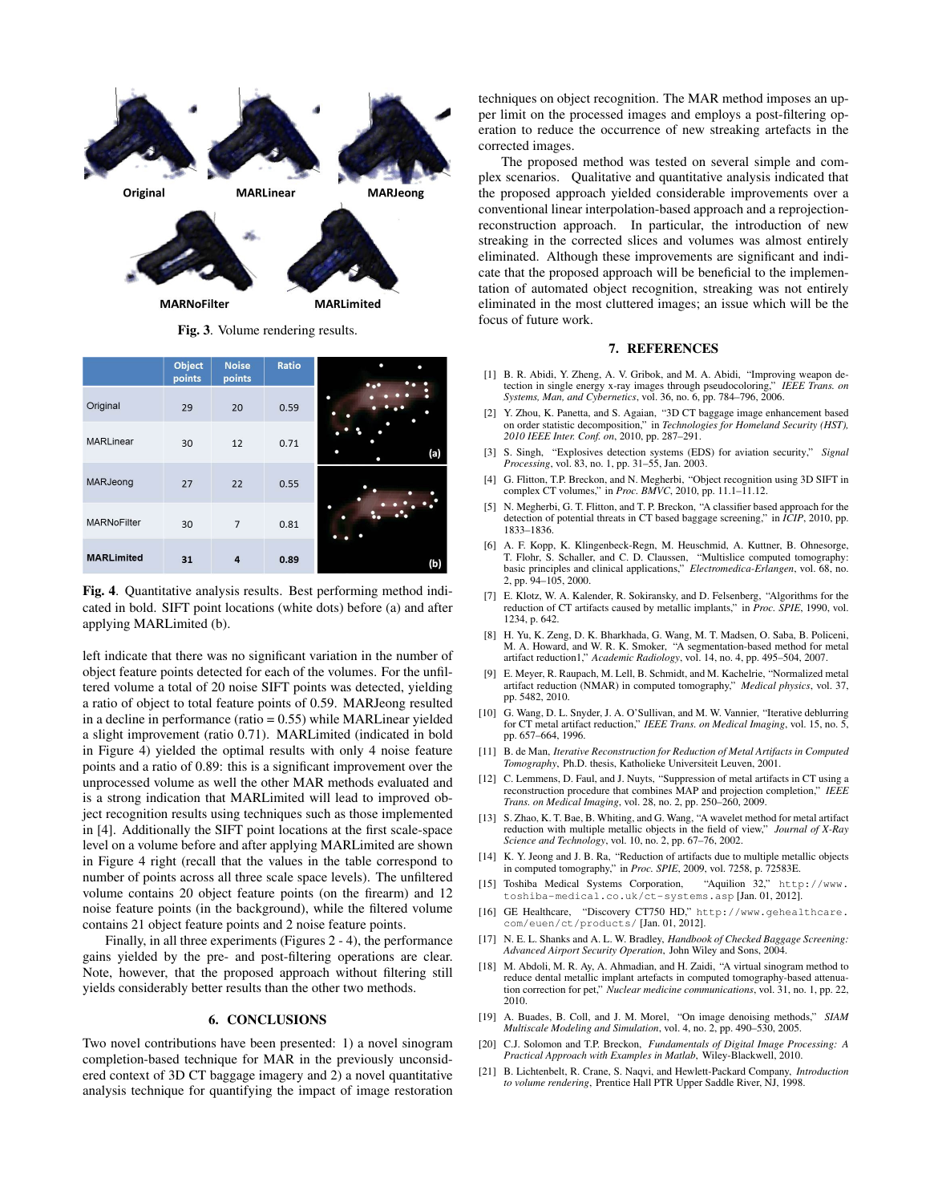Original

MARLinear

MARJeong

MARNoFilter

MARLimited

**Fig. 3**. Volume rendering results.

| | Object points | Noise points | Ratio |
|---|---|---|---|
| Original | 29 | 20 | 0.59 |
| MARLinear | 30 | 12 | 0.71 |
| MARJeong | 27 | 22 | 0.55 |
| MARNoFilter | 30 | 7 | 0.81 |
| **MARLimited** | **31** | **4** | **0.89** |

(a)

(b)

**Fig. 4**. Quantitative analysis results. Best performing method indicated in bold. SIFT point locations (white dots) before (a) and after applying MARLimited (b).

left indicate that there was no significant variation in the number of object feature points detected for each of the volumes. For the unfiltered volume a total of 20 noise SIFT points was detected, yielding a ratio of object to total feature points of 0.59. MARJeong resulted in a decline in performance (ratio = 0.55) while MARLinear yielded a slight improvement (ratio 0.71). MARLimited (indicated in bold in Figure 4) yielded the optimal results with only 4 noise feature points and a ratio of 0.89: this is a significant improvement over the unprocessed volume as well the other MAR methods evaluated and is a strong indication that MARLimited will lead to improved object recognition results using techniques such as those implemented in [4]. Additionally the SIFT point locations at the first scale-space level on a volume before and after applying MARLimited are shown in Figure 4 right (recall that the values in the table correspond to number of points across all three scale space levels). The unfiltered volume contains 20 object feature points (on the firearm) and 12 noise feature points (in the background), while the filtered volume contains 21 object feature points and 2 noise feature points.

Finally, in all three experiments (Figures 2 - 4), the performance gains yielded by the pre- and post-filtering operations are clear. Note, however, that the proposed approach without filtering still yields considerably better results than the other two methods.

## 6. CONCLUSIONS

Two novel contributions have been presented: 1) a novel sinogram completion-based technique for MAR in the previously unconsidered context of 3D CT baggage imagery and 2) a novel quantitative analysis technique for quantifying the impact of image restoration techniques on object recognition. The MAR method imposes an upper limit on the processed images and employs a post-filtering operation to reduce the occurrence of new streaking artefacts in the corrected images.

The proposed method was tested on several simple and complex scenarios. Qualitative and quantitative analysis indicated that the proposed approach yielded considerable improvements over a conventional linear interpolation-based approach and a reprojection-reconstruction approach. In particular, the introduction of new streaking in the corrected slices and volumes was almost entirely eliminated. Although these improvements are significant and indicate that the proposed approach will be beneficial to the implementation of automated object recognition, streaking was not entirely eliminated in the most cluttered images; an issue which will be the focus of future work.

## 7. REFERENCES

[1] B. R. Abidi, Y. Zheng, A. V. Gribok, and M. A. Abidi, "Improving weapon detection in single energy x-ray images through pseudocoloring," *IEEE Trans. on Systems, Man, and Cybernetics*, vol. 36, no. 6, pp. 784–796, 2006.

[2] Y. Zhou, K. Panetta, and S. Agaian, "3D CT baggage image enhancement based on order statistic decomposition," in *Technologies for Homeland Security (HST), 2010 IEEE Inter. Conf. on*, 2010, pp. 287–291.

[3] S. Singh, "Explosives detection systems (EDS) for aviation security," *Signal Processing*, vol. 83, no. 1, pp. 31–55, Jan. 2003.

[4] G. Flitton, T.P. Breckon, and N. Megherbi, "Object recognition using 3D SIFT in complex CT volumes," in *Proc. BMVC*, 2010, pp. 11.1–11.12.

[5] N. Megherbi, G. T. Flitton, and T. P. Breckon, "A classifier based approach for the detection of potential threats in CT based baggage screening," in *ICIP*, 2010, pp. 1833–1836.

[6] A. F. Kopp, K. Klingenbeck-Regn, M. Heuschmid, A. Kuttner, B. Ohnesorge, T. Flohr, S. Schaller, and C. D. Claussen, "Multislice computed tomography: basic principles and clinical applications," *Electromedica-Erlangen*, vol. 68, no. 2, pp. 94–105, 2000.

[7] E. Klotz, W. A. Kalender, R. Sokiransky, and D. Felsenberg, "Algorithms for the reduction of CT artifacts caused by metallic implants," in *Proc. SPIE*, 1990, vol. 1234, p. 642.

[8] H. Yu, K. Zeng, D. K. Bharkhada, G. Wang, M. T. Madsen, O. Saba, B. Policeni, M. A. Howard, and W. R. K. Smoker, "A segmentation-based method for metal artifact reduction1," *Academic Radiology*, vol. 14, no. 4, pp. 495–504, 2007.

[9] E. Meyer, R. Raupach, M. Lell, B. Schmidt, and M. Kachelrie, "Normalized metal artifact reduction (NMAR) in computed tomography," *Medical physics*, vol. 37, pp. 5482, 2010.

[10] G. Wang, D. L. Snyder, J. A. O'Sullivan, and M. W. Vannier, "Iterative deblurring for CT metal artifact reduction," *IEEE Trans. on Medical Imaging*, vol. 15, no. 5, pp. 657–664, 1996.

[11] B. de Man, *Iterative Reconstruction for Reduction of Metal Artifacts in Computed Tomography*, Ph.D. thesis, Katholieke Universiteit Leuven, 2001.

[12] C. Lemmens, D. Faul, and J. Nuyts, "Suppression of metal artifacts in CT using a reconstruction procedure that combines MAP and projection completion," *IEEE Trans. on Medical Imaging*, vol. 28, no. 2, pp. 250–260, 2009.

[13] S. Zhao, K. T. Bae, B. Whiting, and G. Wang, "A wavelet method for metal artifact reduction with multiple metallic objects in the field of view," *Journal of X-Ray Science and Technology*, vol. 10, no. 2, pp. 67–76, 2002.

[14] K. Y. Jeong and J. B. Ra, "Reduction of artifacts due to multiple metallic objects in computed tomography," in *Proc. SPIE*, 2009, vol. 7258, p. 72583E.

[15] Toshiba Medical Systems Corporation, "Aquilion 32," http://www.toshiba-medical.co.uk/ct-systems.asp [Jan. 01, 2012].

[16] GE Healthcare, "Discovery CT750 HD," http://www.gehealthcare.com/euen/ct/products/ [Jan. 01, 2012].

[17] N. E. L. Shanks and A. L. W. Bradley, *Handbook of Checked Baggage Screening: Advanced Airport Security Operation*, John Wiley and Sons, 2004.

[18] M. Abdoli, M. R. Ay, A. Ahmadian, and H. Zaidi, "A virtual sinogram method to reduce dental metallic implant artefacts in computed tomography-based attenuation correction for pet," *Nuclear medicine communications*, vol. 31, no. 1, pp. 22, 2010.

[19] A. Buades, B. Coll, and J. M. Morel, "On image denoising methods," *SIAM Multiscale Modeling and Simulation*, vol. 4, no. 2, pp. 490–530, 2005.

[20] C.J. Solomon and T.P. Breckon, *Fundamentals of Digital Image Processing: A Practical Approach with Examples in Matlab*, Wiley-Blackwell, 2010.

[21] B. Lichtenbelt, R. Crane, S. Naqvi, and Hewlett-Packard Company, *Introduction to volume rendering*, Prentice Hall PTR Upper Saddle River, NJ, 1998.